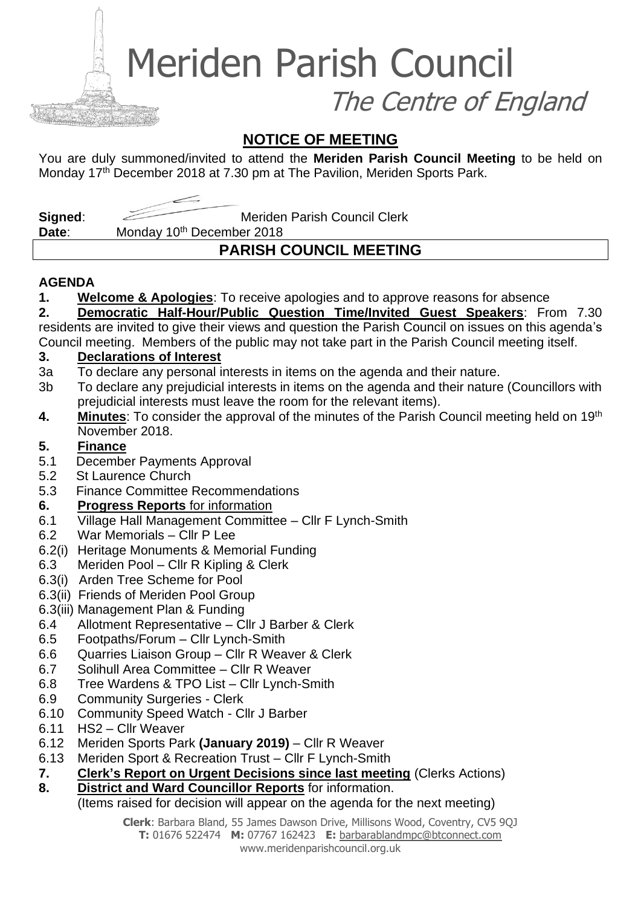# Meriden Parish Council

*The Centre of England*

## NOTICE OF MEETING

You are duly summoned/invited to attend the **Meriden Parish Council Meeting** to be held on Monday 17th December 2018 at 7.30 pm at The Pavilion, Meriden Sports Park.

**Signed**: Meriden Parish Council Clerk
**Date**: Monday 10th December 2018

## PARISH COUNCIL MEETING

**AGENDA**

**1. Welcome & Apologies**: To receive apologies and to approve reasons for absence

**2. Democratic Half-Hour/Public Question Time/Invited Guest Speakers**: From 7.30 residents are invited to give their views and question the Parish Council on issues on this agenda's Council meeting. Members of the public may not take part in the Parish Council meeting itself.

**3. Declarations of Interest**

3a To declare any personal interests in items on the agenda and their nature.

3b To declare any prejudicial interests in items on the agenda and their nature (Councillors with prejudicial interests must leave the room for the relevant items).

**4. Minutes**: To consider the approval of the minutes of the Parish Council meeting held on 19th November 2018.

**5. Finance**

5.1 December Payments Approval
5.2 St Laurence Church
5.3 Finance Committee Recommendations

**6. Progress Reports** for information

6.1 Village Hall Management Committee – Cllr F Lynch-Smith
6.2 War Memorials – Cllr P Lee
6.2(i) Heritage Monuments & Memorial Funding
6.3 Meriden Pool – Cllr R Kipling & Clerk
6.3(i) Arden Tree Scheme for Pool
6.3(ii) Friends of Meriden Pool Group
6.3(iii) Management Plan & Funding
6.4 Allotment Representative – Cllr J Barber & Clerk
6.5 Footpaths/Forum – Cllr Lynch-Smith
6.6 Quarries Liaison Group – Cllr R Weaver & Clerk
6.7 Solihull Area Committee – Cllr R Weaver
6.8 Tree Wardens & TPO List – Cllr Lynch-Smith
6.9 Community Surgeries - Clerk
6.10 Community Speed Watch - Cllr J Barber
6.11 HS2 – Cllr Weaver
6.12 Meriden Sports Park **(January 2019)** – Cllr R Weaver
6.13 Meriden Sport & Recreation Trust – Cllr F Lynch-Smith

**7. Clerk's Report on Urgent Decisions since last meeting** (Clerks Actions)

**8. District and Ward Councillor Reports** for information.
(Items raised for decision will appear on the agenda for the next meeting)

**Clerk**: Barbara Bland, 55 James Dawson Drive, Millisons Wood, Coventry, CV5 9QJ
**T:** 01676 522474 **M:** 07767 162423 **E:** barbarablandmpc@btconnect.com
www.meridenparishcouncil.org.uk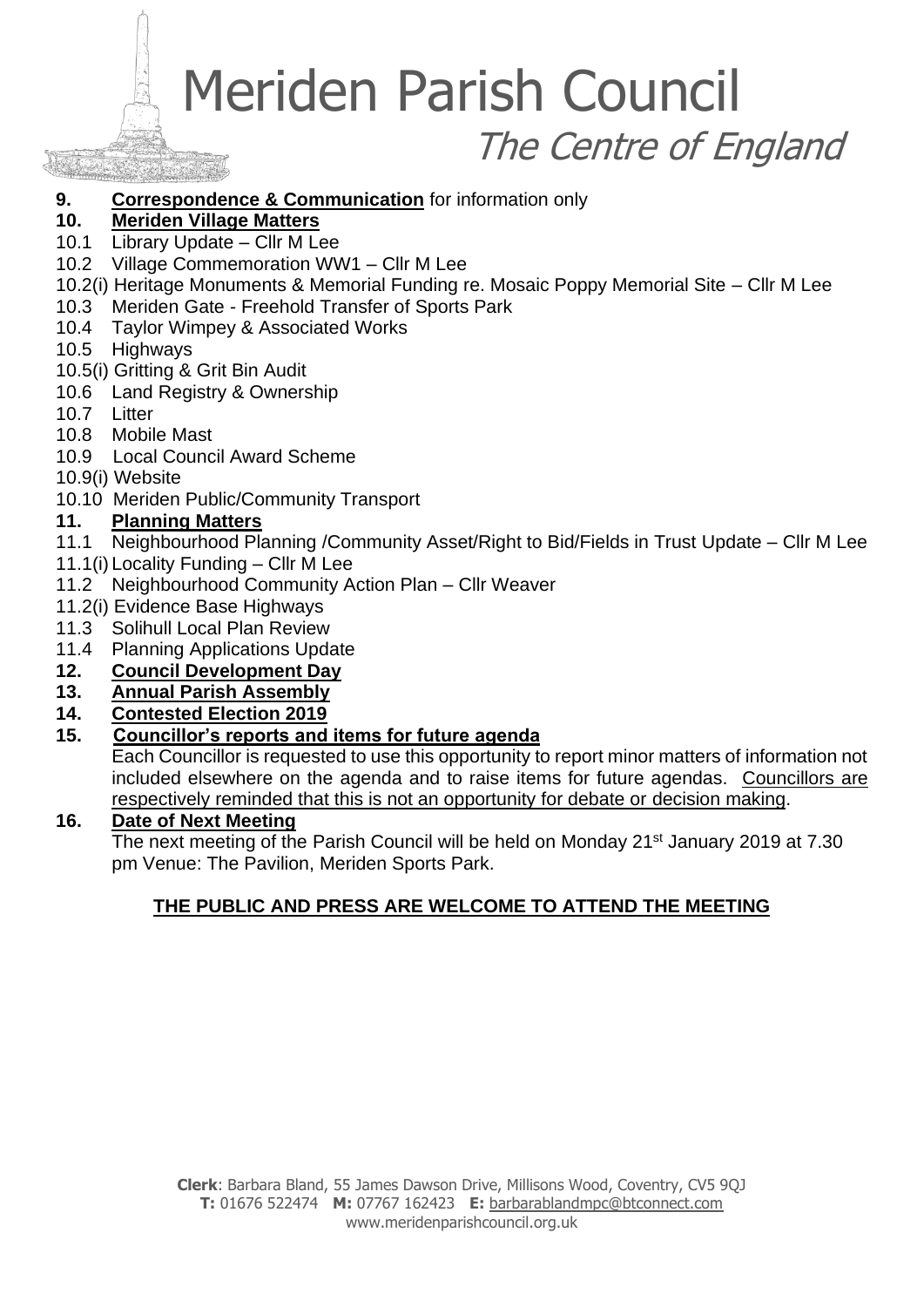# Meriden Parish Council

*The Centre of England*

**9. Correspondence & Communication** for information only

**10. Meriden Village Matters**

10.1 Library Update – Cllr M Lee
10.2 Village Commemoration WW1 – Cllr M Lee
10.2(i) Heritage Monuments & Memorial Funding re. Mosaic Poppy Memorial Site – Cllr M Lee
10.3 Meriden Gate - Freehold Transfer of Sports Park
10.4 Taylor Wimpey & Associated Works
10.5 Highways
10.5(i) Gritting & Grit Bin Audit
10.6 Land Registry & Ownership
10.7 Litter
10.8 Mobile Mast
10.9 Local Council Award Scheme
10.9(i) Website
10.10 Meriden Public/Community Transport

**11. Planning Matters**

11.1 Neighbourhood Planning /Community Asset/Right to Bid/Fields in Trust Update – Cllr M Lee
11.1(i) Locality Funding – Cllr M Lee
11.2 Neighbourhood Community Action Plan – Cllr Weaver
11.2(i) Evidence Base Highways
11.3 Solihull Local Plan Review
11.4 Planning Applications Update

**12. Council Development Day**

**13. Annual Parish Assembly**

**14. Contested Election 2019**

**15. Councillor's reports and items for future agenda**

Each Councillor is requested to use this opportunity to report minor matters of information not included elsewhere on the agenda and to raise items for future agendas. Councillors are respectively reminded that this is not an opportunity for debate or decision making.

**16. Date of Next Meeting**

The next meeting of the Parish Council will be held on Monday 21st January 2019 at 7.30 pm Venue: The Pavilion, Meriden Sports Park.

**THE PUBLIC AND PRESS ARE WELCOME TO ATTEND THE MEETING**

**Clerk**: Barbara Bland, 55 James Dawson Drive, Millisons Wood, Coventry, CV5 9QJ
**T:** 01676 522474 **M:** 07767 162423 **E:** barbarablandmpc@btconnect.com
www.meridenparishcouncil.org.uk